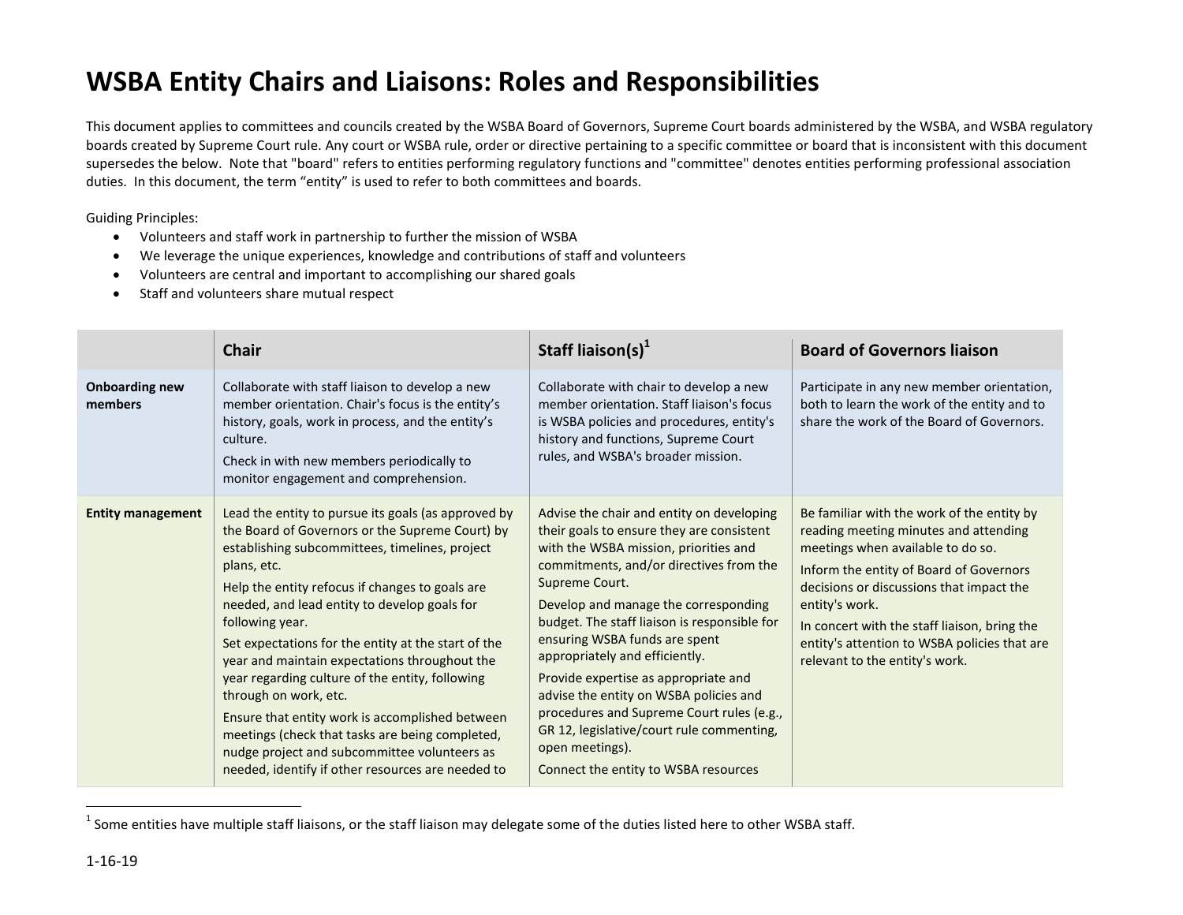# WSBA Entity Chairs and Liaisons: Roles and Responsibilities

This document applies to committees and councils created by the WSBA Board of Governors, Supreme Court boards administered by the WSBA, and WSBA regulatory boards created by Supreme Court rule. Any court or WSBA rule, order or directive pertaining to a specific committee or board that is inconsistent with this document supersedes the below. Note that "board" refers to entities performing regulatory functions and "committee" denotes entities performing professional association duties. In this document, the term "entity" is used to refer to both committees and boards.

Guiding Principles:

- Volunteers and staff work in partnership to further the mission of WSBA
- We leverage the unique experiences, knowledge and contributions of staff and volunteers
- Volunteers are central and important to accomplishing our shared goals
- Staff and volunteers share mutual respect

| | Chair | Staff liaison(s)[1] | Board of Governors liaison |
|---|---|---|---|
| **Onboarding new members** | Collaborate with staff liaison to develop a new member orientation. Chair's focus is the entity's history, goals, work in process, and the entity's culture.<br>Check in with new members periodically to monitor engagement and comprehension. | Collaborate with chair to develop a new member orientation. Staff liaison's focus is WSBA policies and procedures, entity's history and functions, Supreme Court rules, and WSBA's broader mission. | Participate in any new member orientation, both to learn the work of the entity and to share the work of the Board of Governors. |
| **Entity management** | Lead the entity to pursue its goals (as approved by the Board of Governors or the Supreme Court) by establishing subcommittees, timelines, project plans, etc.<br>Help the entity refocus if changes to goals are needed, and lead entity to develop goals for following year.<br>Set expectations for the entity at the start of the year and maintain expectations throughout the year regarding culture of the entity, following through on work, etc.<br>Ensure that entity work is accomplished between meetings (check that tasks are being completed, nudge project and subcommittee volunteers as needed, identify if other resources are needed to | Advise the chair and entity on developing their goals to ensure they are consistent with the WSBA mission, priorities and commitments, and/or directives from the Supreme Court.<br>Develop and manage the corresponding budget. The staff liaison is responsible for ensuring WSBA funds are spent appropriately and efficiently.<br>Provide expertise as appropriate and advise the entity on WSBA policies and procedures and Supreme Court rules (e.g., GR 12, legislative/court rule commenting, open meetings).<br>Connect the entity to WSBA resources | Be familiar with the work of the entity by reading meeting minutes and attending meetings when available to do so.<br>Inform the entity of Board of Governors decisions or discussions that impact the entity's work.<br>In concert with the staff liaison, bring the entity's attention to WSBA policies that are relevant to the entity's work. |

[1] Some entities have multiple staff liaisons, or the staff liaison may delegate some of the duties listed here to other WSBA staff.

1-16-19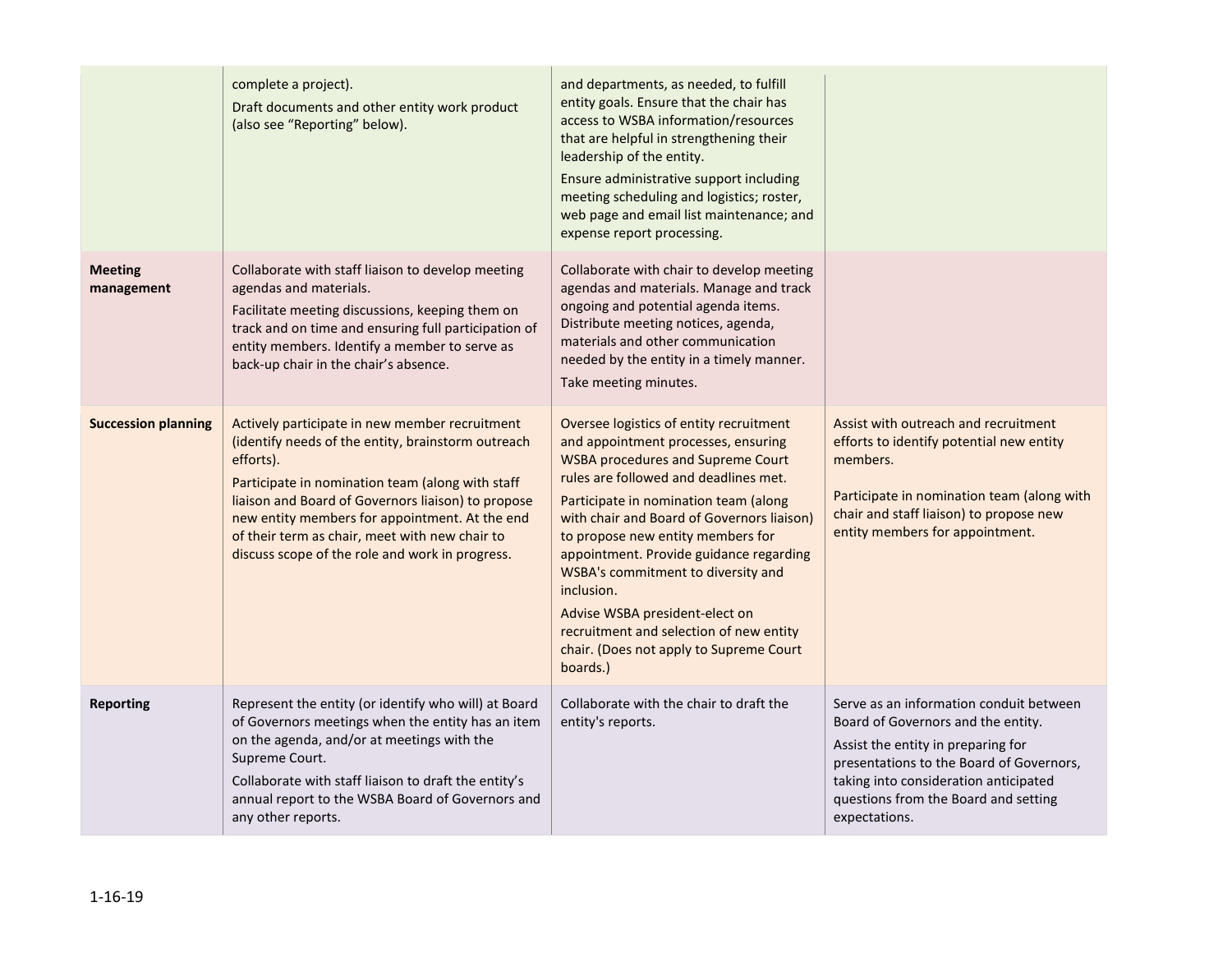| | | | |
|---|---|---|---|
| | complete a project).<br>Draft documents and other entity work product (also see "Reporting" below). | and departments, as needed, to fulfill entity goals. Ensure that the chair has access to WSBA information/resources that are helpful in strengthening their leadership of the entity.<br>Ensure administrative support including meeting scheduling and logistics; roster, web page and email list maintenance; and expense report processing. | |
| **Meeting management** | Collaborate with staff liaison to develop meeting agendas and materials.<br>Facilitate meeting discussions, keeping them on track and on time and ensuring full participation of entity members. Identify a member to serve as back-up chair in the chair's absence. | Collaborate with chair to develop meeting agendas and materials. Manage and track ongoing and potential agenda items. Distribute meeting notices, agenda, materials and other communication needed by the entity in a timely manner.<br>Take meeting minutes. | |
| **Succession planning** | Actively participate in new member recruitment (identify needs of the entity, brainstorm outreach efforts).<br>Participate in nomination team (along with staff liaison and Board of Governors liaison) to propose new entity members for appointment. At the end of their term as chair, meet with new chair to discuss scope of the role and work in progress. | Oversee logistics of entity recruitment and appointment processes, ensuring WSBA procedures and Supreme Court rules are followed and deadlines met.<br>Participate in nomination team (along with chair and Board of Governors liaison) to propose new entity members for appointment. Provide guidance regarding WSBA's commitment to diversity and inclusion.<br>Advise WSBA president-elect on recruitment and selection of new entity chair. (Does not apply to Supreme Court boards.) | Assist with outreach and recruitment efforts to identify potential new entity members.<br>Participate in nomination team (along with chair and staff liaison) to propose new entity members for appointment. |
| **Reporting** | Represent the entity (or identify who will) at Board of Governors meetings when the entity has an item on the agenda, and/or at meetings with the Supreme Court.<br>Collaborate with staff liaison to draft the entity's annual report to the WSBA Board of Governors and any other reports. | Collaborate with the chair to draft the entity's reports. | Serve as an information conduit between Board of Governors and the entity.<br>Assist the entity in preparing for presentations to the Board of Governors, taking into consideration anticipated questions from the Board and setting expectations. |

1-16-19